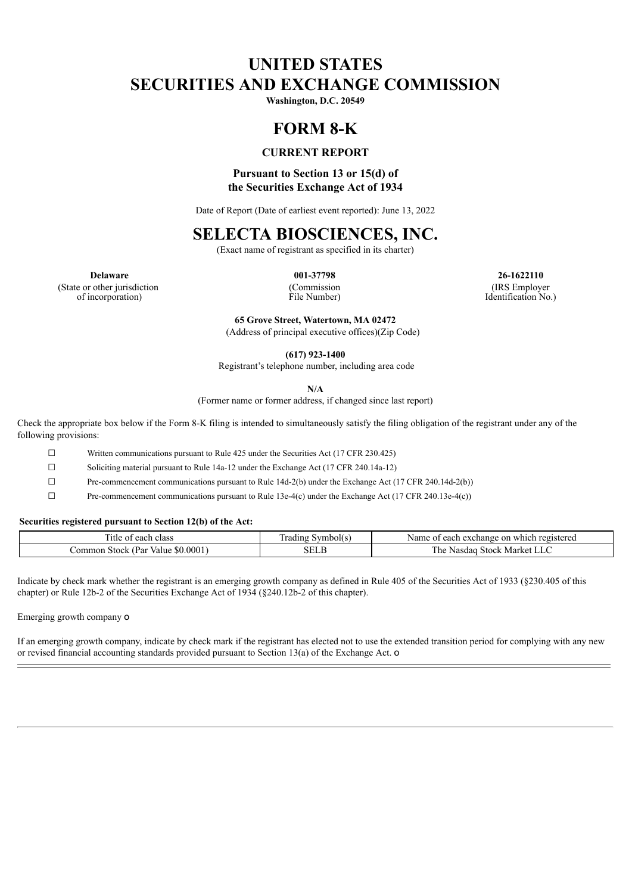# UNITED STATES
# SECURITIES AND EXCHANGE COMMISSION

**Washington, D.C. 20549**

# FORM 8-K

### CURRENT REPORT

**Pursuant to Section 13 or 15(d) of the Securities Exchange Act of 1934**

Date of Report (Date of earliest event reported): June 13, 2022

# SELECTA BIOSCIENCES, INC.

(Exact name of registrant as specified in its charter)

| **Delaware** | **001-37798** | **26-1622110** |
|---|---|---|
| (State or other jurisdiction of incorporation) | (Commission File Number) | (IRS Employer Identification No.) |

**65 Grove Street, Watertown, MA 02472**
(Address of principal executive offices)(Zip Code)

**(617) 923-1400**
Registrant's telephone number, including area code

**N/A**
(Former name or former address, if changed since last report)

Check the appropriate box below if the Form 8-K filing is intended to simultaneously satisfy the filing obligation of the registrant under any of the following provisions:

☐ Written communications pursuant to Rule 425 under the Securities Act (17 CFR 230.425)

☐ Soliciting material pursuant to Rule 14a-12 under the Exchange Act (17 CFR 240.14a-12)

☐ Pre-commencement communications pursuant to Rule 14d-2(b) under the Exchange Act (17 CFR 240.14d-2(b))

☐ Pre-commencement communications pursuant to Rule 13e-4(c) under the Exchange Act (17 CFR 240.13e-4(c))

**Securities registered pursuant to Section 12(b) of the Act:**

| Title of each class | Trading Symbol(s) | Name of each exchange on which registered |
|---|---|---|
| Common Stock (Par Value $0.0001) | SELB | The Nasdaq Stock Market LLC |

Indicate by check mark whether the registrant is an emerging growth company as defined in Rule 405 of the Securities Act of 1933 (§230.405 of this chapter) or Rule 12b-2 of the Securities Exchange Act of 1934 (§240.12b-2 of this chapter).

Emerging growth company o

If an emerging growth company, indicate by check mark if the registrant has elected not to use the extended transition period for complying with any new or revised financial accounting standards provided pursuant to Section 13(a) of the Exchange Act. o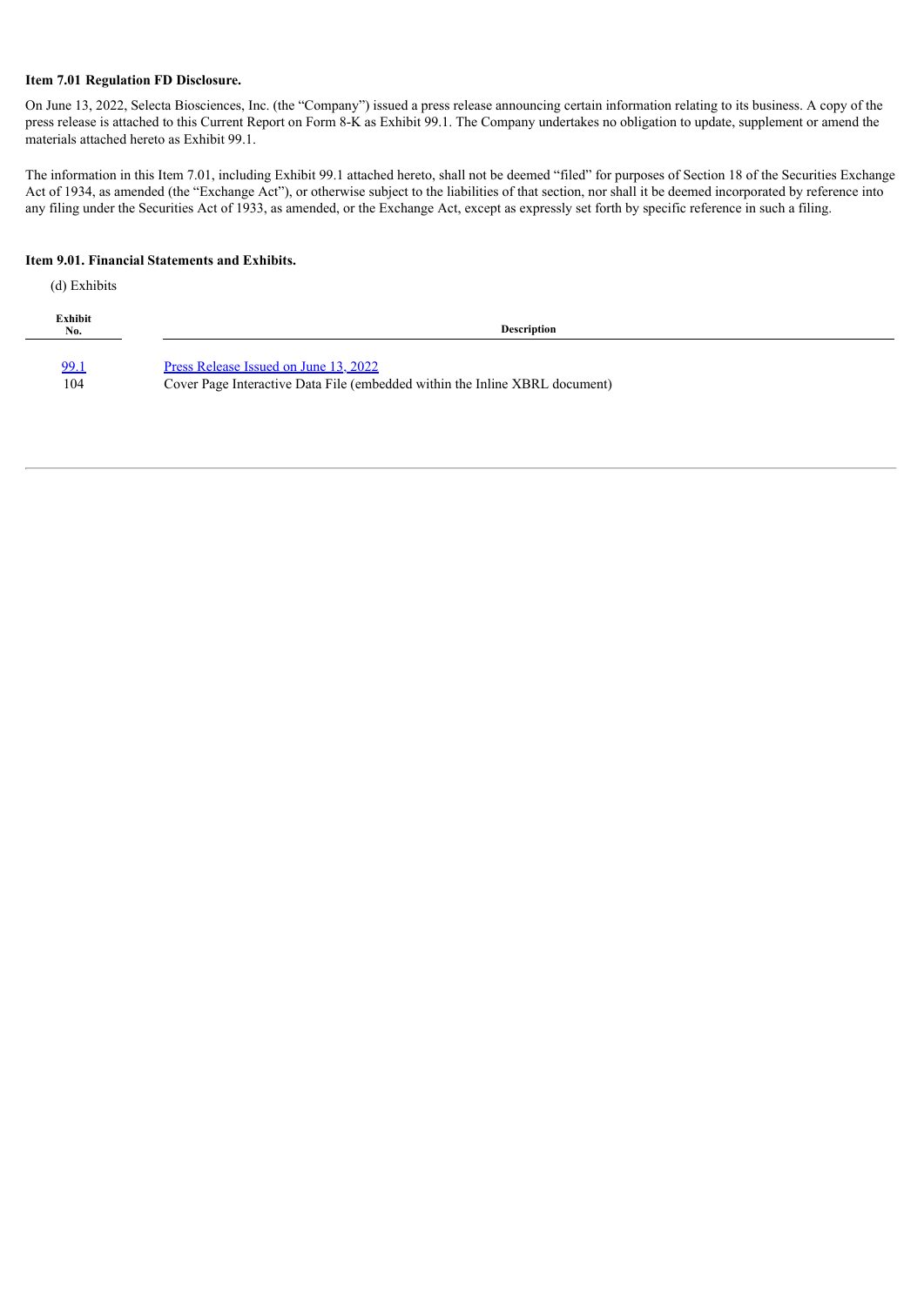**Item 7.01 Regulation FD Disclosure.**

On June 13, 2022, Selecta Biosciences, Inc. (the "Company") issued a press release announcing certain information relating to its business. A copy of the press release is attached to this Current Report on Form 8-K as Exhibit 99.1. The Company undertakes no obligation to update, supplement or amend the materials attached hereto as Exhibit 99.1.

The information in this Item 7.01, including Exhibit 99.1 attached hereto, shall not be deemed "filed" for purposes of Section 18 of the Securities Exchange Act of 1934, as amended (the "Exchange Act"), or otherwise subject to the liabilities of that section, nor shall it be deemed incorporated by reference into any filing under the Securities Act of 1933, as amended, or the Exchange Act, except as expressly set forth by specific reference in such a filing.

**Item 9.01. Financial Statements and Exhibits.**

(d) Exhibits

| Exhibit No. | Description |
|---|---|
| 99.1 | Press Release Issued on June 13, 2022 |
| 104 | Cover Page Interactive Data File (embedded within the Inline XBRL document) |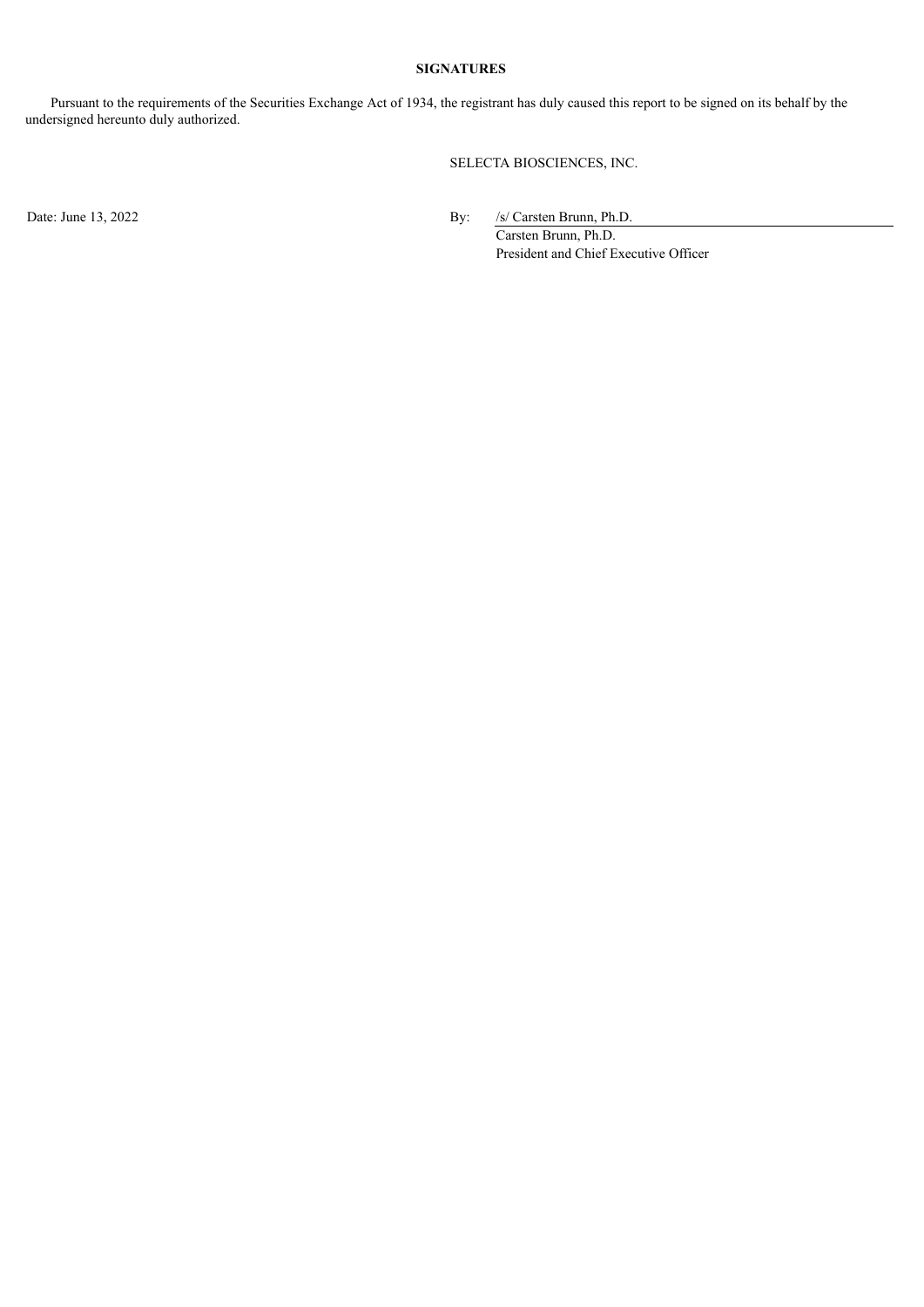**SIGNATURES**

Pursuant to the requirements of the Securities Exchange Act of 1934, the registrant has duly caused this report to be signed on its behalf by the undersigned hereunto duly authorized.

SELECTA BIOSCIENCES, INC.

Date: June 13, 2022

By: /s/ Carsten Brunn, Ph.D.
Carsten Brunn, Ph.D.
President and Chief Executive Officer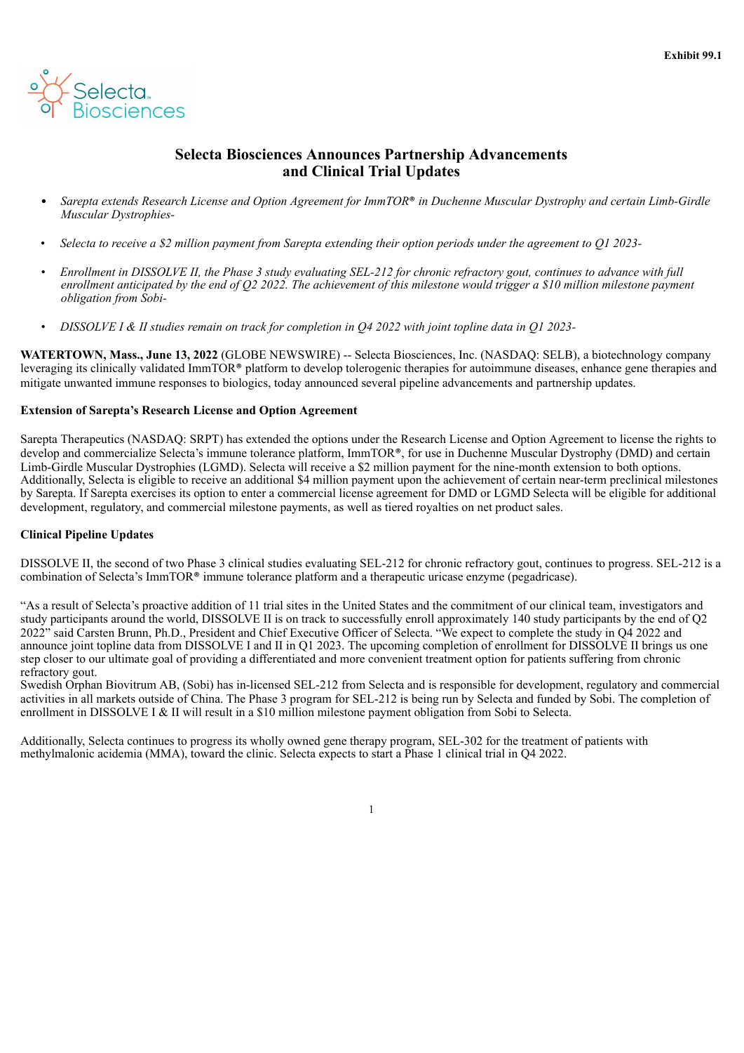Exhibit 99.1

# Selecta Biosciences Announces Partnership Advancements and Clinical Trial Updates

- *Sarepta extends Research License and Option Agreement for ImmTOR® in Duchenne Muscular Dystrophy and certain Limb-Girdle Muscular Dystrophies-*
- *Selecta to receive a $2 million payment from Sarepta extending their option periods under the agreement to Q1 2023-*
- *Enrollment in DISSOLVE II, the Phase 3 study evaluating SEL-212 for chronic refractory gout, continues to advance with full enrollment anticipated by the end of Q2 2022. The achievement of this milestone would trigger a $10 million milestone payment obligation from Sobi-*
- *DISSOLVE I & II studies remain on track for completion in Q4 2022 with joint topline data in Q1 2023-*

**WATERTOWN, Mass., June 13, 2022** (GLOBE NEWSWIRE) -- Selecta Biosciences, Inc. (NASDAQ: SELB), a biotechnology company leveraging its clinically validated ImmTOR® platform to develop tolerogenic therapies for autoimmune diseases, enhance gene therapies and mitigate unwanted immune responses to biologics, today announced several pipeline advancements and partnership updates.

**Extension of Sarepta's Research License and Option Agreement**

Sarepta Therapeutics (NASDAQ: SRPT) has extended the options under the Research License and Option Agreement to license the rights to develop and commercialize Selecta's immune tolerance platform, ImmTOR®, for use in Duchenne Muscular Dystrophy (DMD) and certain Limb-Girdle Muscular Dystrophies (LGMD). Selecta will receive a $2 million payment for the nine-month extension to both options. Additionally, Selecta is eligible to receive an additional $4 million payment upon the achievement of certain near-term preclinical milestones by Sarepta. If Sarepta exercises its option to enter a commercial license agreement for DMD or LGMD Selecta will be eligible for additional development, regulatory, and commercial milestone payments, as well as tiered royalties on net product sales.

**Clinical Pipeline Updates**

DISSOLVE II, the second of two Phase 3 clinical studies evaluating SEL-212 for chronic refractory gout, continues to progress. SEL-212 is a combination of Selecta's ImmTOR® immune tolerance platform and a therapeutic uricase enzyme (pegadricase).

"As a result of Selecta's proactive addition of 11 trial sites in the United States and the commitment of our clinical team, investigators and study participants around the world, DISSOLVE II is on track to successfully enroll approximately 140 study participants by the end of Q2 2022" said Carsten Brunn, Ph.D., President and Chief Executive Officer of Selecta. "We expect to complete the study in Q4 2022 and announce joint topline data from DISSOLVE I and II in Q1 2023. The upcoming completion of enrollment for DISSOLVE II brings us one step closer to our ultimate goal of providing a differentiated and more convenient treatment option for patients suffering from chronic refractory gout.

Swedish Orphan Biovitrum AB, (Sobi) has in-licensed SEL-212 from Selecta and is responsible for development, regulatory and commercial activities in all markets outside of China. The Phase 3 program for SEL-212 is being run by Selecta and funded by Sobi. The completion of enrollment in DISSOLVE I & II will result in a $10 million milestone payment obligation from Sobi to Selecta.

Additionally, Selecta continues to progress its wholly owned gene therapy program, SEL-302 for the treatment of patients with methylmalonic acidemia (MMA), toward the clinic. Selecta expects to start a Phase 1 clinical trial in Q4 2022.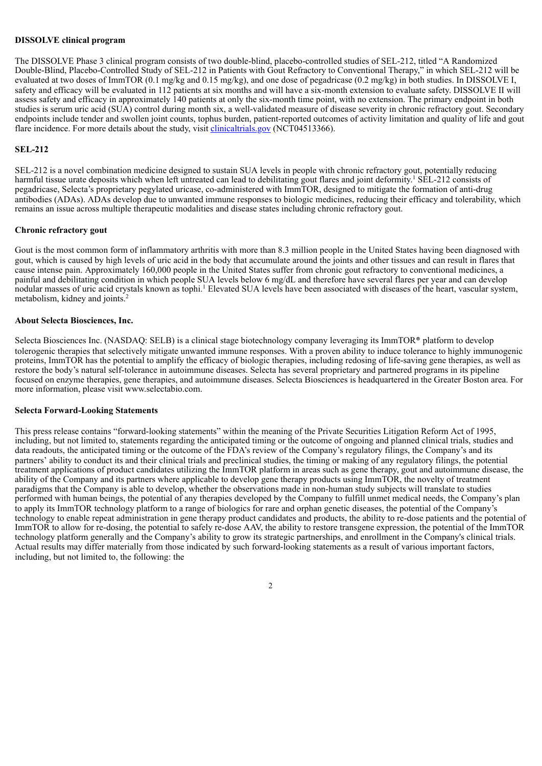**DISSOLVE clinical program**

The DISSOLVE Phase 3 clinical program consists of two double-blind, placebo-controlled studies of SEL-212, titled "A Randomized Double-Blind, Placebo-Controlled Study of SEL-212 in Patients with Gout Refractory to Conventional Therapy," in which SEL-212 will be evaluated at two doses of ImmTOR (0.1 mg/kg and 0.15 mg/kg), and one dose of pegadricase (0.2 mg/kg) in both studies. In DISSOLVE I, safety and efficacy will be evaluated in 112 patients at six months and will have a six-month extension to evaluate safety. DISSOLVE II will assess safety and efficacy in approximately 140 patients at only the six-month time point, with no extension. The primary endpoint in both studies is serum uric acid (SUA) control during month six, a well-validated measure of disease severity in chronic refractory gout. Secondary endpoints include tender and swollen joint counts, tophus burden, patient-reported outcomes of activity limitation and quality of life and gout flare incidence. For more details about the study, visit [clinicaltrials.gov](clinicaltrials.gov) (NCT04513366).

**SEL-212**

SEL-212 is a novel combination medicine designed to sustain SUA levels in people with chronic refractory gout, potentially reducing harmful tissue urate deposits which when left untreated can lead to debilitating gout flares and joint deformity.[1] SEL-212 consists of pegadricase, Selecta's proprietary pegylated uricase, co-administered with ImmTOR, designed to mitigate the formation of anti-drug antibodies (ADAs). ADAs develop due to unwanted immune responses to biologic medicines, reducing their efficacy and tolerability, which remains an issue across multiple therapeutic modalities and disease states including chronic refractory gout.

**Chronic refractory gout**

Gout is the most common form of inflammatory arthritis with more than 8.3 million people in the United States having been diagnosed with gout, which is caused by high levels of uric acid in the body that accumulate around the joints and other tissues and can result in flares that cause intense pain. Approximately 160,000 people in the United States suffer from chronic gout refractory to conventional medicines, a painful and debilitating condition in which people SUA levels below 6 mg/dL and therefore have several flares per year and can develop nodular masses of uric acid crystals known as tophi.[1] Elevated SUA levels have been associated with diseases of the heart, vascular system, metabolism, kidney and joints.[2]

**About Selecta Biosciences, Inc.**

Selecta Biosciences Inc. (NASDAQ: SELB) is a clinical stage biotechnology company leveraging its ImmTOR® platform to develop tolerogenic therapies that selectively mitigate unwanted immune responses. With a proven ability to induce tolerance to highly immunogenic proteins, ImmTOR has the potential to amplify the efficacy of biologic therapies, including redosing of life-saving gene therapies, as well as restore the body's natural self-tolerance in autoimmune diseases. Selecta has several proprietary and partnered programs in its pipeline focused on enzyme therapies, gene therapies, and autoimmune diseases. Selecta Biosciences is headquartered in the Greater Boston area. For more information, please visit www.selectabio.com.

**Selecta Forward-Looking Statements**

This press release contains "forward-looking statements" within the meaning of the Private Securities Litigation Reform Act of 1995, including, but not limited to, statements regarding the anticipated timing or the outcome of ongoing and planned clinical trials, studies and data readouts, the anticipated timing or the outcome of the FDA's review of the Company's regulatory filings, the Company's and its partners' ability to conduct its and their clinical trials and preclinical studies, the timing or making of any regulatory filings, the potential treatment applications of product candidates utilizing the ImmTOR platform in areas such as gene therapy, gout and autoimmune disease, the ability of the Company and its partners where applicable to develop gene therapy products using ImmTOR, the novelty of treatment paradigms that the Company is able to develop, whether the observations made in non-human study subjects will translate to studies performed with human beings, the potential of any therapies developed by the Company to fulfill unmet medical needs, the Company's plan to apply its ImmTOR technology platform to a range of biologics for rare and orphan genetic diseases, the potential of the Company's technology to enable repeat administration in gene therapy product candidates and products, the ability to re-dose patients and the potential of ImmTOR to allow for re-dosing, the potential to safely re-dose AAV, the ability to restore transgene expression, the potential of the ImmTOR technology platform generally and the Company's ability to grow its strategic partnerships, and enrollment in the Company's clinical trials. Actual results may differ materially from those indicated by such forward-looking statements as a result of various important factors, including, but not limited to, the following: the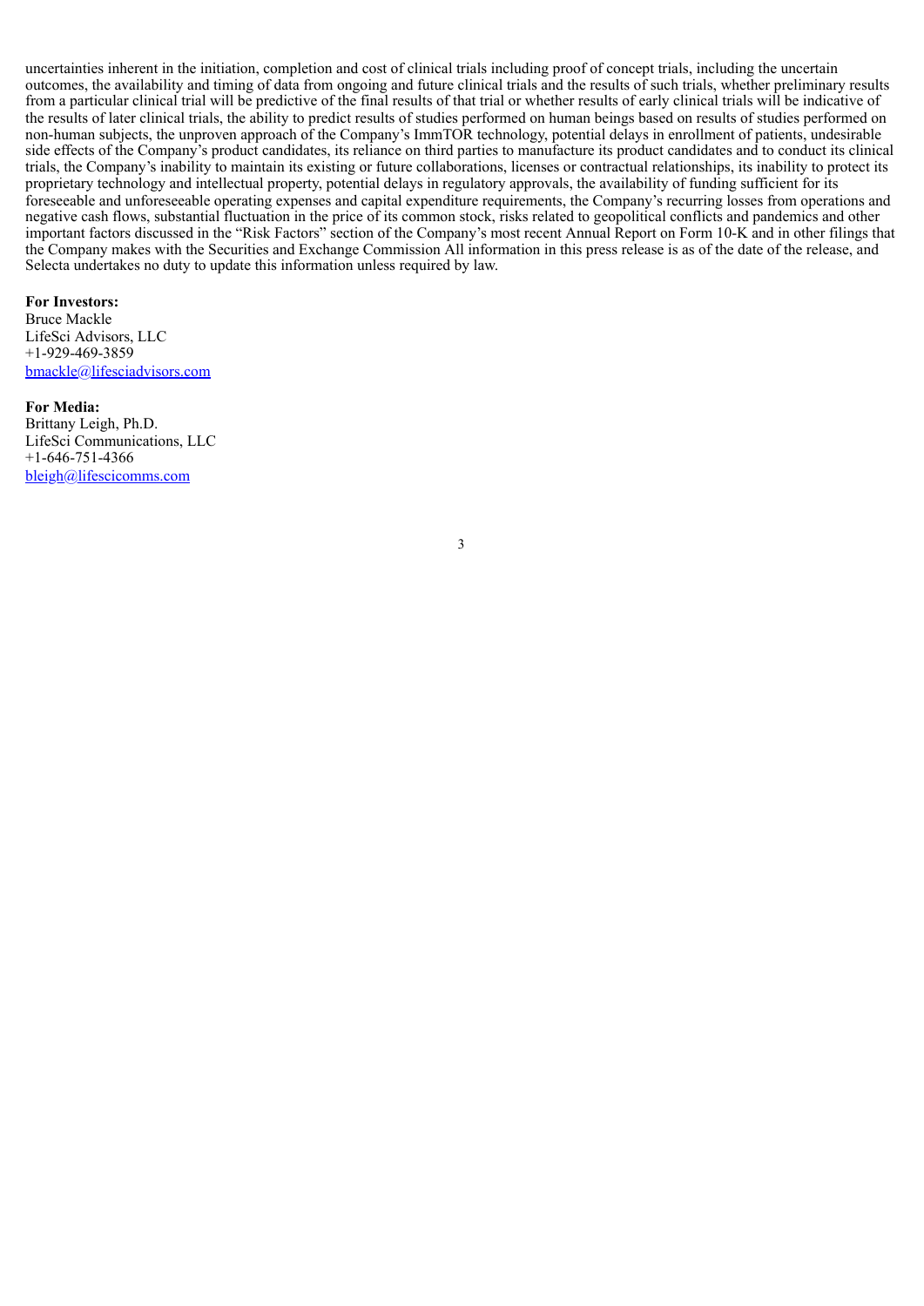uncertainties inherent in the initiation, completion and cost of clinical trials including proof of concept trials, including the uncertain outcomes, the availability and timing of data from ongoing and future clinical trials and the results of such trials, whether preliminary results from a particular clinical trial will be predictive of the final results of that trial or whether results of early clinical trials will be indicative of the results of later clinical trials, the ability to predict results of studies performed on human beings based on results of studies performed on non-human subjects, the unproven approach of the Company's ImmTOR technology, potential delays in enrollment of patients, undesirable side effects of the Company's product candidates, its reliance on third parties to manufacture its product candidates and to conduct its clinical trials, the Company's inability to maintain its existing or future collaborations, licenses or contractual relationships, its inability to protect its proprietary technology and intellectual property, potential delays in regulatory approvals, the availability of funding sufficient for its foreseeable and unforeseeable operating expenses and capital expenditure requirements, the Company's recurring losses from operations and negative cash flows, substantial fluctuation in the price of its common stock, risks related to geopolitical conflicts and pandemics and other important factors discussed in the "Risk Factors" section of the Company's most recent Annual Report on Form 10-K and in other filings that the Company makes with the Securities and Exchange Commission All information in this press release is as of the date of the release, and Selecta undertakes no duty to update this information unless required by law.

**For Investors:**
Bruce Mackle
LifeSci Advisors, LLC
+1-929-469-3859
bmackle@lifesciadvisors.com

**For Media:**
Brittany Leigh, Ph.D.
LifeSci Communications, LLC
+1-646-751-4366
bleigh@lifescicomms.com